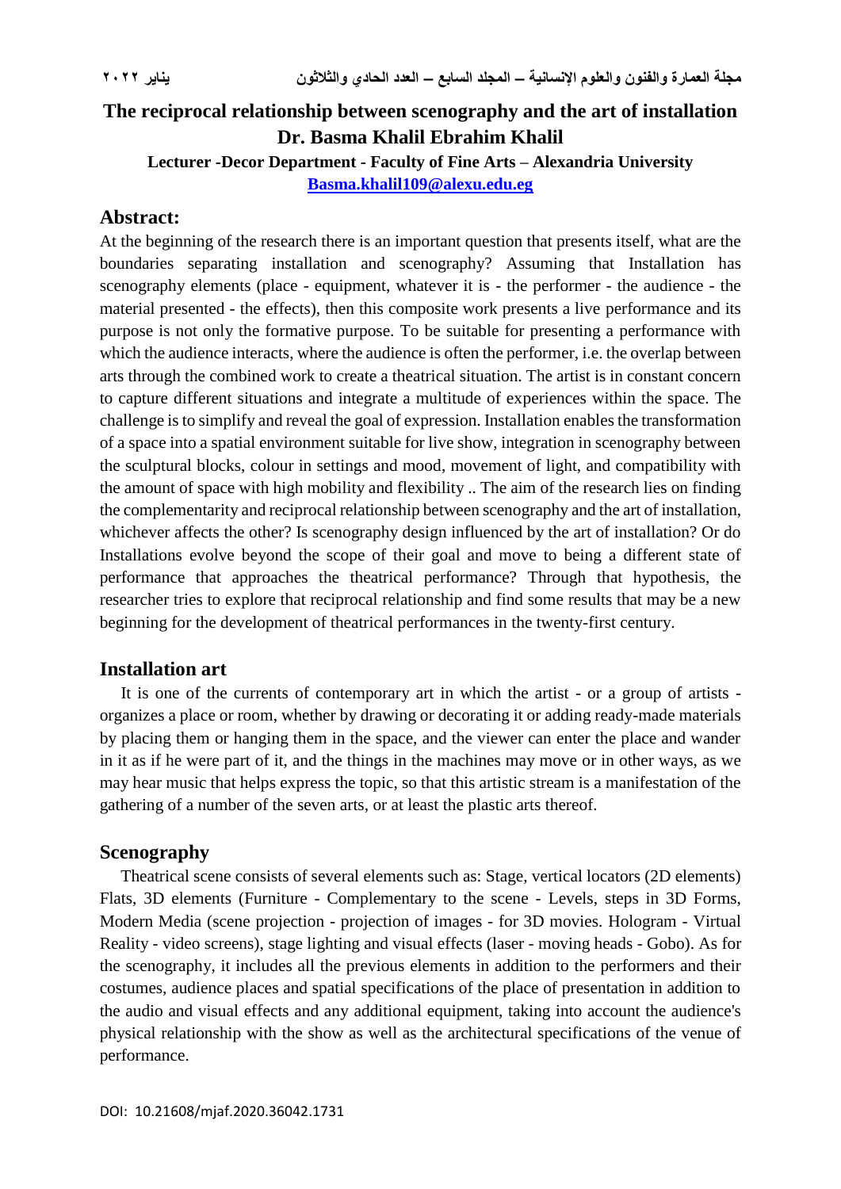# The reciprocal relationship between scenography and the art of installation

**Dr. Basma Khalil Ebrahim Khalil**

**Lecturer -Decor Department - Faculty of Fine Arts – Alexandria University**

**Basma.khalil109@alexu.edu.eg**

## Abstract:

At the beginning of the research there is an important question that presents itself, what are the boundaries separating installation and scenography? Assuming that Installation has scenography elements (place - equipment, whatever it is - the performer - the audience - the material presented - the effects), then this composite work presents a live performance and its purpose is not only the formative purpose. To be suitable for presenting a performance with which the audience interacts, where the audience is often the performer, i.e. the overlap between arts through the combined work to create a theatrical situation. The artist is in constant concern to capture different situations and integrate a multitude of experiences within the space. The challenge is to simplify and reveal the goal of expression. Installation enables the transformation of a space into a spatial environment suitable for live show, integration in scenography between the sculptural blocks, colour in settings and mood, movement of light, and compatibility with the amount of space with high mobility and flexibility .. The aim of the research lies on finding the complementarity and reciprocal relationship between scenography and the art of installation, whichever affects the other? Is scenography design influenced by the art of installation? Or do Installations evolve beyond the scope of their goal and move to being a different state of performance that approaches the theatrical performance? Through that hypothesis, the researcher tries to explore that reciprocal relationship and find some results that may be a new beginning for the development of theatrical performances in the twenty-first century.

## Installation art

It is one of the currents of contemporary art in which the artist - or a group of artists - organizes a place or room, whether by drawing or decorating it or adding ready-made materials by placing them or hanging them in the space, and the viewer can enter the place and wander in it as if he were part of it, and the things in the machines may move or in other ways, as we may hear music that helps express the topic, so that this artistic stream is a manifestation of the gathering of a number of the seven arts, or at least the plastic arts thereof.

## Scenography

Theatrical scene consists of several elements such as: Stage, vertical locators (2D elements) Flats, 3D elements (Furniture - Complementary to the scene - Levels, steps in 3D Forms, Modern Media (scene projection - projection of images - for 3D movies. Hologram - Virtual Reality - video screens), stage lighting and visual effects (laser - moving heads - Gobo). As for the scenography, it includes all the previous elements in addition to the performers and their costumes, audience places and spatial specifications of the place of presentation in addition to the audio and visual effects and any additional equipment, taking into account the audience's physical relationship with the show as well as the architectural specifications of the venue of performance.

DOI: 10.21608/mjaf.2020.36042.1731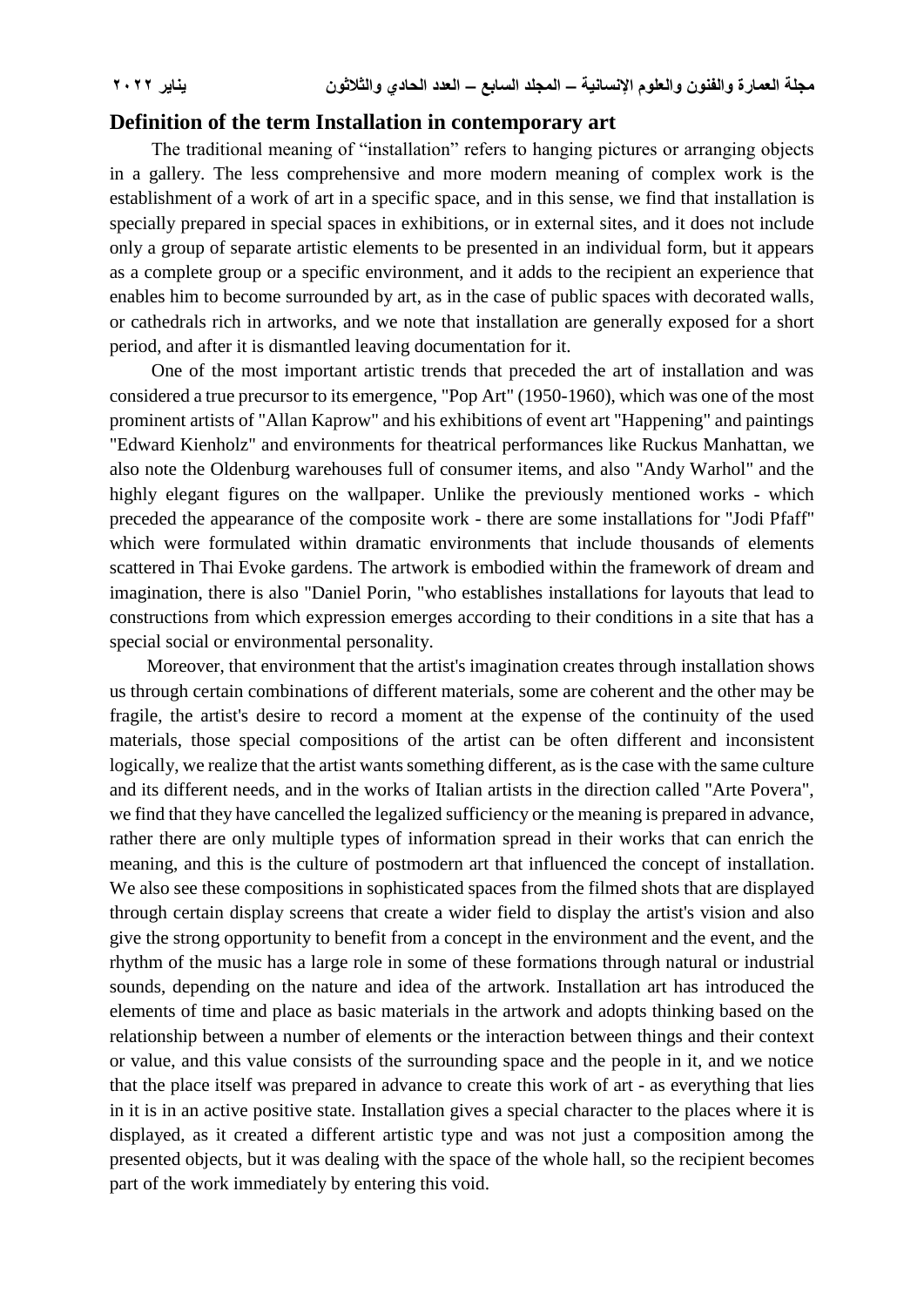## Definition of the term Installation in contemporary art

The traditional meaning of "installation" refers to hanging pictures or arranging objects in a gallery. The less comprehensive and more modern meaning of complex work is the establishment of a work of art in a specific space, and in this sense, we find that installation is specially prepared in special spaces in exhibitions, or in external sites, and it does not include only a group of separate artistic elements to be presented in an individual form, but it appears as a complete group or a specific environment, and it adds to the recipient an experience that enables him to become surrounded by art, as in the case of public spaces with decorated walls, or cathedrals rich in artworks, and we note that installation are generally exposed for a short period, and after it is dismantled leaving documentation for it.

One of the most important artistic trends that preceded the art of installation and was considered a true precursor to its emergence, "Pop Art" (1950-1960), which was one of the most prominent artists of "Allan Kaprow" and his exhibitions of event art "Happening" and paintings "Edward Kienholz" and environments for theatrical performances like Ruckus Manhattan, we also note the Oldenburg warehouses full of consumer items, and also "Andy Warhol" and the highly elegant figures on the wallpaper. Unlike the previously mentioned works - which preceded the appearance of the composite work - there are some installations for "Jodi Pfaff" which were formulated within dramatic environments that include thousands of elements scattered in Thai Evoke gardens. The artwork is embodied within the framework of dream and imagination, there is also "Daniel Porin, "who establishes installations for layouts that lead to constructions from which expression emerges according to their conditions in a site that has a special social or environmental personality.

Moreover, that environment that the artist's imagination creates through installation shows us through certain combinations of different materials, some are coherent and the other may be fragile, the artist's desire to record a moment at the expense of the continuity of the used materials, those special compositions of the artist can be often different and inconsistent logically, we realize that the artist wants something different, as is the case with the same culture and its different needs, and in the works of Italian artists in the direction called "Arte Povera", we find that they have cancelled the legalized sufficiency or the meaning is prepared in advance, rather there are only multiple types of information spread in their works that can enrich the meaning, and this is the culture of postmodern art that influenced the concept of installation. We also see these compositions in sophisticated spaces from the filmed shots that are displayed through certain display screens that create a wider field to display the artist's vision and also give the strong opportunity to benefit from a concept in the environment and the event, and the rhythm of the music has a large role in some of these formations through natural or industrial sounds, depending on the nature and idea of the artwork. Installation art has introduced the elements of time and place as basic materials in the artwork and adopts thinking based on the relationship between a number of elements or the interaction between things and their context or value, and this value consists of the surrounding space and the people in it, and we notice that the place itself was prepared in advance to create this work of art - as everything that lies in it is in an active positive state. Installation gives a special character to the places where it is displayed, as it created a different artistic type and was not just a composition among the presented objects, but it was dealing with the space of the whole hall, so the recipient becomes part of the work immediately by entering this void.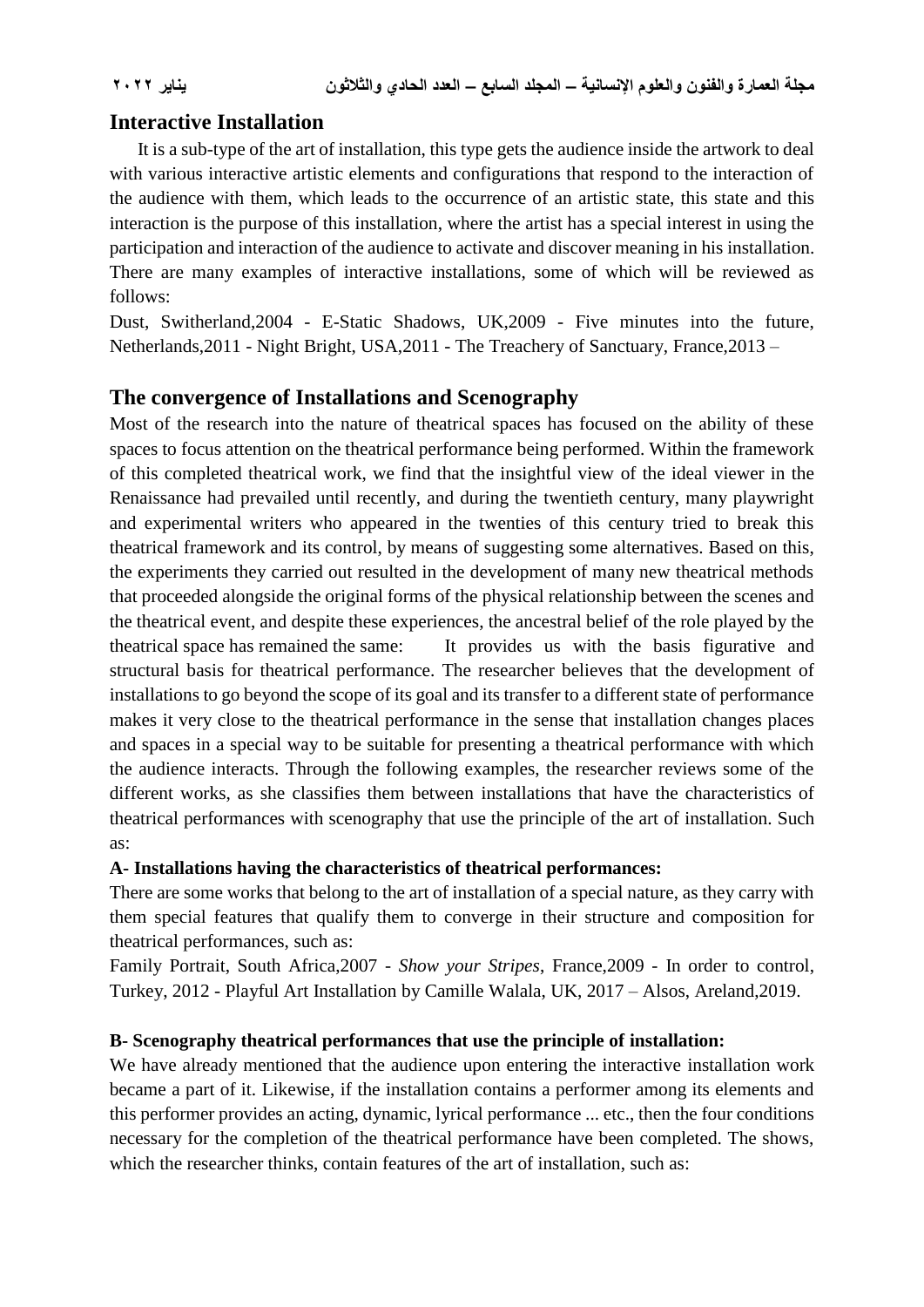## Interactive Installation

It is a sub-type of the art of installation, this type gets the audience inside the artwork to deal with various interactive artistic elements and configurations that respond to the interaction of the audience with them, which leads to the occurrence of an artistic state, this state and this interaction is the purpose of this installation, where the artist has a special interest in using the participation and interaction of the audience to activate and discover meaning in his installation. There are many examples of interactive installations, some of which will be reviewed as follows:

Dust, Switherland,2004 - E-Static Shadows, UK,2009 - Five minutes into the future, Netherlands,2011 - Night Bright, USA,2011 - The Treachery of Sanctuary, France,2013 –

## The convergence of Installations and Scenography

Most of the research into the nature of theatrical spaces has focused on the ability of these spaces to focus attention on the theatrical performance being performed. Within the framework of this completed theatrical work, we find that the insightful view of the ideal viewer in the Renaissance had prevailed until recently, and during the twentieth century, many playwright and experimental writers who appeared in the twenties of this century tried to break this theatrical framework and its control, by means of suggesting some alternatives. Based on this, the experiments they carried out resulted in the development of many new theatrical methods that proceeded alongside the original forms of the physical relationship between the scenes and the theatrical event, and despite these experiences, the ancestral belief of the role played by the theatrical space has remained the same: It provides us with the basis figurative and structural basis for theatrical performance. The researcher believes that the development of installations to go beyond the scope of its goal and its transfer to a different state of performance makes it very close to the theatrical performance in the sense that installation changes places and spaces in a special way to be suitable for presenting a theatrical performance with which the audience interacts. Through the following examples, the researcher reviews some of the different works, as she classifies them between installations that have the characteristics of theatrical performances with scenography that use the principle of the art of installation. Such as:

**A- Installations having the characteristics of theatrical performances:**

There are some works that belong to the art of installation of a special nature, as they carry with them special features that qualify them to converge in their structure and composition for theatrical performances, such as:

Family Portrait, South Africa,2007 - *Show your Stripes*, France,2009 - In order to control, Turkey, 2012 - Playful Art Installation by Camille Walala, UK, 2017 – Alsos, Areland,2019.

**B- Scenography theatrical performances that use the principle of installation:**

We have already mentioned that the audience upon entering the interactive installation work became a part of it. Likewise, if the installation contains a performer among its elements and this performer provides an acting, dynamic, lyrical performance ... etc., then the four conditions necessary for the completion of the theatrical performance have been completed. The shows, which the researcher thinks, contain features of the art of installation, such as: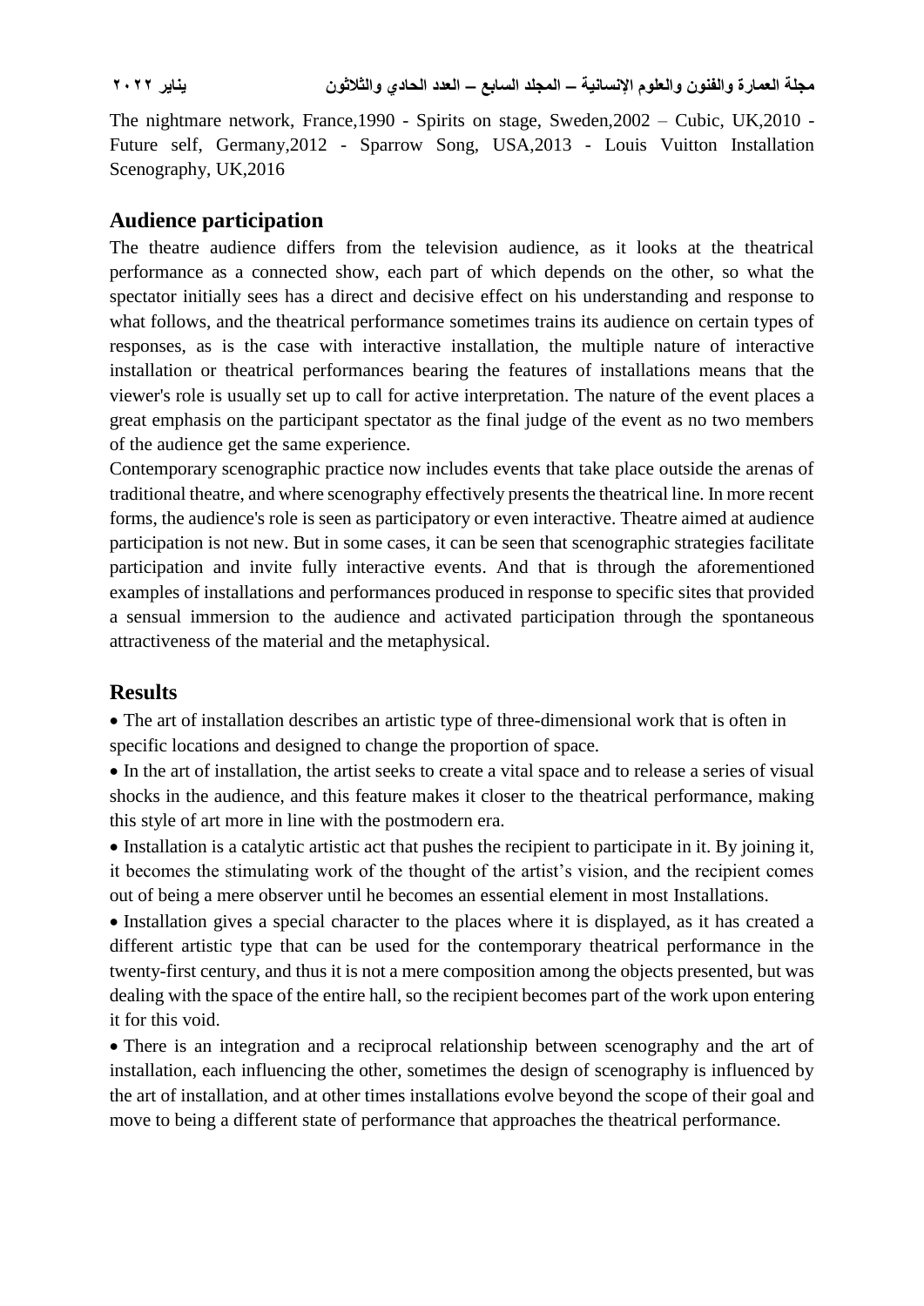The nightmare network, France,1990 - Spirits on stage, Sweden,2002 – Cubic, UK,2010 - Future self, Germany,2012 - Sparrow Song, USA,2013 - Louis Vuitton Installation Scenography, UK,2016

## Audience participation

The theatre audience differs from the television audience, as it looks at the theatrical performance as a connected show, each part of which depends on the other, so what the spectator initially sees has a direct and decisive effect on his understanding and response to what follows, and the theatrical performance sometimes trains its audience on certain types of responses, as is the case with interactive installation, the multiple nature of interactive installation or theatrical performances bearing the features of installations means that the viewer's role is usually set up to call for active interpretation. The nature of the event places a great emphasis on the participant spectator as the final judge of the event as no two members of the audience get the same experience.

Contemporary scenographic practice now includes events that take place outside the arenas of traditional theatre, and where scenography effectively presents the theatrical line. In more recent forms, the audience's role is seen as participatory or even interactive. Theatre aimed at audience participation is not new. But in some cases, it can be seen that scenographic strategies facilitate participation and invite fully interactive events. And that is through the aforementioned examples of installations and performances produced in response to specific sites that provided a sensual immersion to the audience and activated participation through the spontaneous attractiveness of the material and the metaphysical.

## Results

- The art of installation describes an artistic type of three-dimensional work that is often in specific locations and designed to change the proportion of space.
- In the art of installation, the artist seeks to create a vital space and to release a series of visual shocks in the audience, and this feature makes it closer to the theatrical performance, making this style of art more in line with the postmodern era.
- Installation is a catalytic artistic act that pushes the recipient to participate in it. By joining it, it becomes the stimulating work of the thought of the artist's vision, and the recipient comes out of being a mere observer until he becomes an essential element in most Installations.
- Installation gives a special character to the places where it is displayed, as it has created a different artistic type that can be used for the contemporary theatrical performance in the twenty-first century, and thus it is not a mere composition among the objects presented, but was dealing with the space of the entire hall, so the recipient becomes part of the work upon entering it for this void.
- There is an integration and a reciprocal relationship between scenography and the art of installation, each influencing the other, sometimes the design of scenography is influenced by the art of installation, and at other times installations evolve beyond the scope of their goal and move to being a different state of performance that approaches the theatrical performance.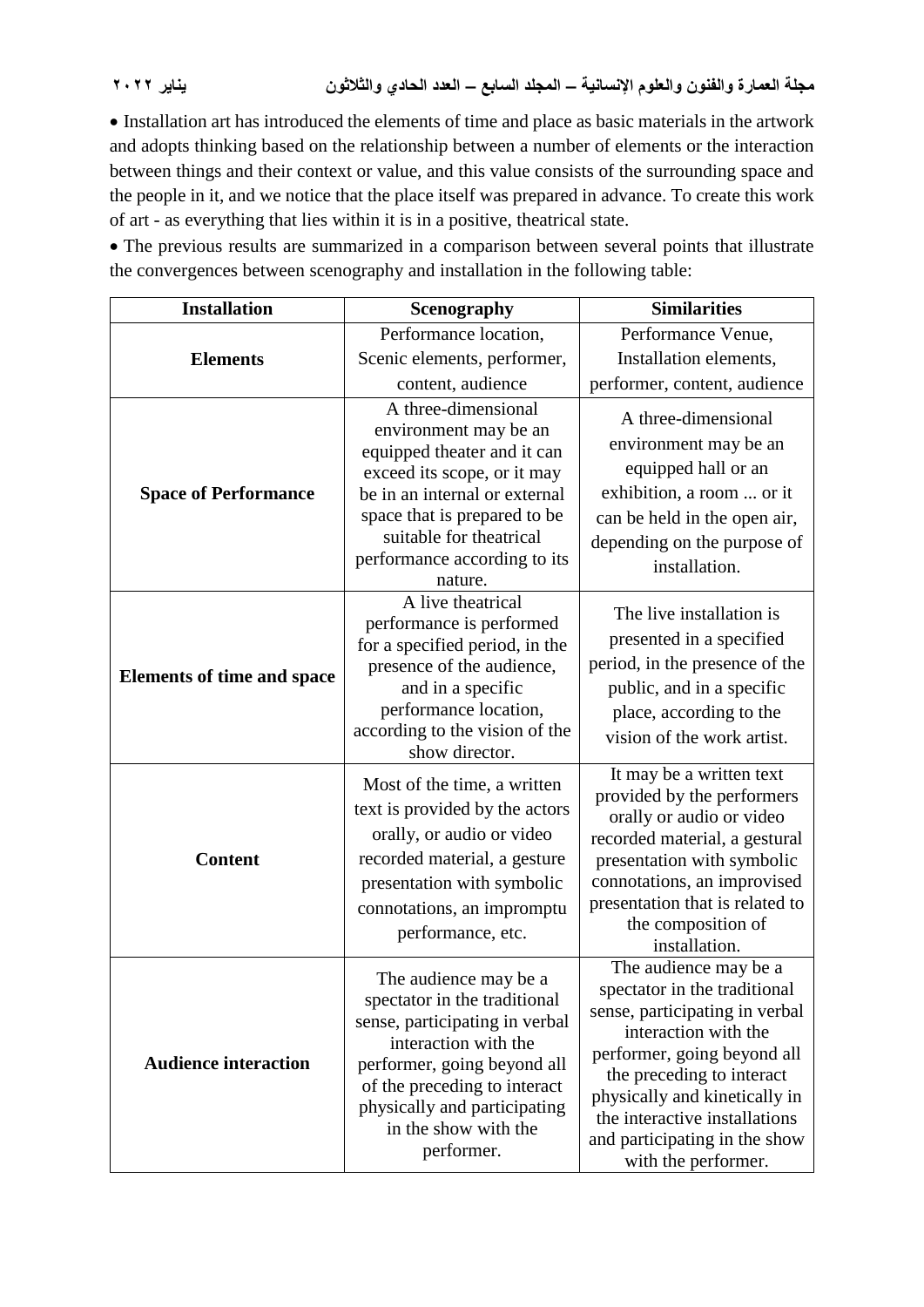- Installation art has introduced the elements of time and place as basic materials in the artwork and adopts thinking based on the relationship between a number of elements or the interaction between things and their context or value, and this value consists of the surrounding space and the people in it, and we notice that the place itself was prepared in advance. To create this work of art - as everything that lies within it is in a positive, theatrical state.
- The previous results are summarized in a comparison between several points that illustrate the convergences between scenography and installation in the following table:

| Installation | Scenography | Similarities |
|---|---|---|
| **Elements** | Performance location, Scenic elements, performer, content, audience | Performance Venue, Installation elements, performer, content, audience |
| **Space of Performance** | A three-dimensional environment may be an equipped theater and it can exceed its scope, or it may be in an internal or external space that is prepared to be suitable for theatrical performance according to its nature. | A three-dimensional environment may be an equipped hall or an exhibition, a room ... or it can be held in the open air, depending on the purpose of installation. |
| **Elements of time and space** | A live theatrical performance is performed for a specified period, in the presence of the audience, and in a specific performance location, according to the vision of the show director. | The live installation is presented in a specified period, in the presence of the public, and in a specific place, according to the vision of the work artist. |
| **Content** | Most of the time, a written text is provided by the actors orally, or audio or video recorded material, a gesture presentation with symbolic connotations, an impromptu performance, etc. | It may be a written text provided by the performers orally or audio or video recorded material, a gestural presentation with symbolic connotations, an improvised presentation that is related to the composition of installation. |
| **Audience interaction** | The audience may be a spectator in the traditional sense, participating in verbal interaction with the performer, going beyond all of the preceding to interact physically and participating in the show with the performer. | The audience may be a spectator in the traditional sense, participating in verbal interaction with the performer, going beyond all the preceding to interact physically and kinetically in the interactive installations and participating in the show with the performer. |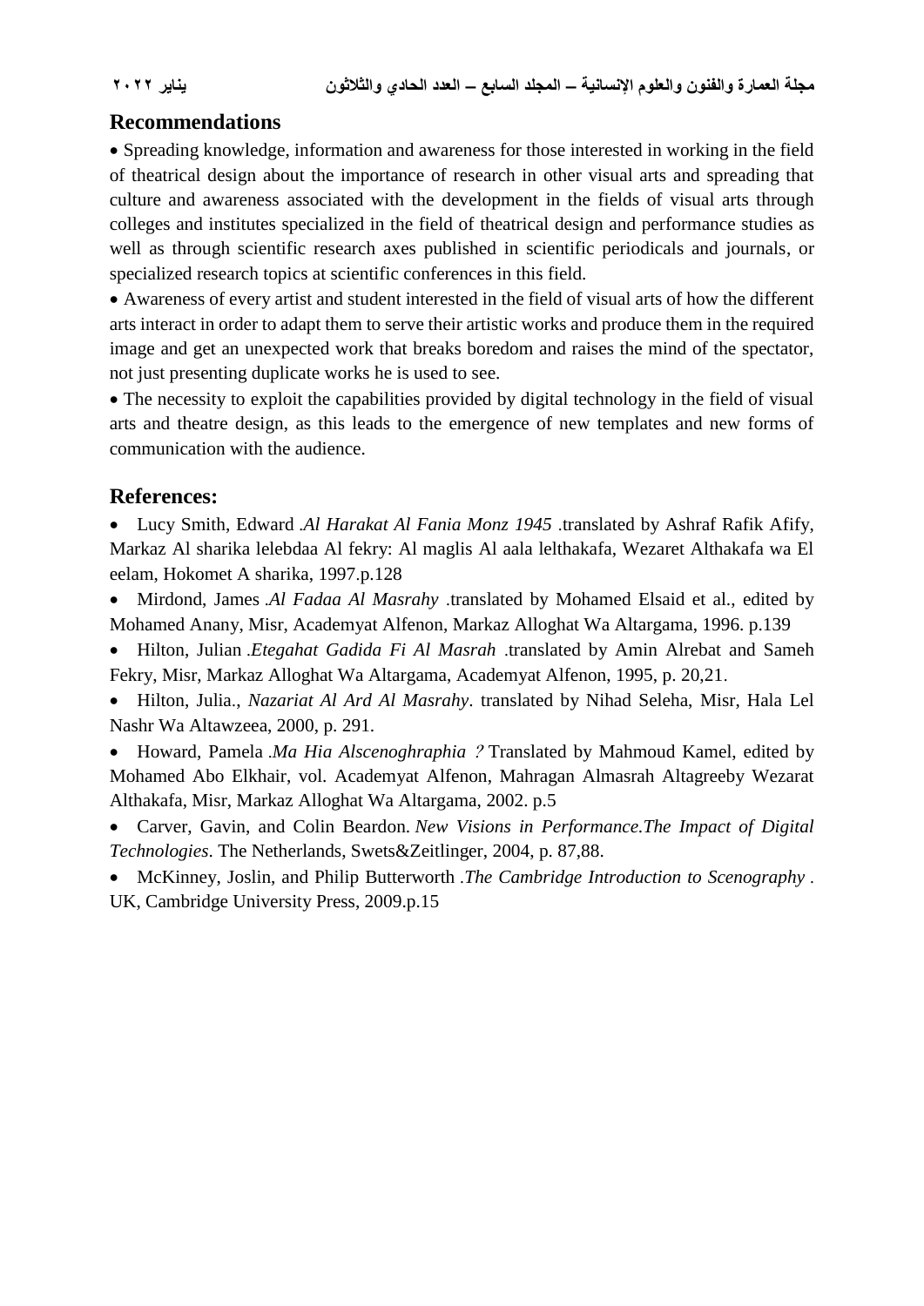## Recommendations

- Spreading knowledge, information and awareness for those interested in working in the field of theatrical design about the importance of research in other visual arts and spreading that culture and awareness associated with the development in the fields of visual arts through colleges and institutes specialized in the field of theatrical design and performance studies as well as through scientific research axes published in scientific periodicals and journals, or specialized research topics at scientific conferences in this field.
- Awareness of every artist and student interested in the field of visual arts of how the different arts interact in order to adapt them to serve their artistic works and produce them in the required image and get an unexpected work that breaks boredom and raises the mind of the spectator, not just presenting duplicate works he is used to see.
- The necessity to exploit the capabilities provided by digital technology in the field of visual arts and theatre design, as this leads to the emergence of new templates and new forms of communication with the audience.

## References:

- Lucy Smith, Edward .*Al Harakat Al Fania Monz 1945* .translated by Ashraf Rafik Afify, Markaz Al sharika lelebdaa Al fekry: Al maglis Al aala lelthakafa, Wezaret Althakafa wa El eelam, Hokomet A sharika, 1997.p.128
- Mirdond, James .*Al Fadaa Al Masrahy* .translated by Mohamed Elsaid et al., edited by Mohamed Anany, Misr, Academyat Alfenon, Markaz Alloghat Wa Altargama, 1996. p.139
- Hilton, Julian .*Etegahat Gadida Fi Al Masrah* .translated by Amin Alrebat and Sameh Fekry, Misr, Markaz Alloghat Wa Altargama, Academyat Alfenon, 1995, p. 20,21.
- Hilton, Julia., *Nazariat Al Ard Al Masrahy*. translated by Nihad Seleha, Misr, Hala Lel Nashr Wa Altawzeea, 2000, p. 291.
- Howard, Pamela .*Ma Hia Alscenoghraphia ?* Translated by Mahmoud Kamel, edited by Mohamed Abo Elkhair, vol. Academyat Alfenon, Mahragan Almasrah Altagreeby Wezarat Althakafa, Misr, Markaz Alloghat Wa Altargama, 2002. p.5
- Carver, Gavin, and Colin Beardon. *New Visions in Performance.The Impact of Digital Technologies*. The Netherlands, Swets&Zeitlinger, 2004, p. 87,88.
- McKinney, Joslin, and Philip Butterworth .*The Cambridge Introduction to Scenography* . UK, Cambridge University Press, 2009.p.15